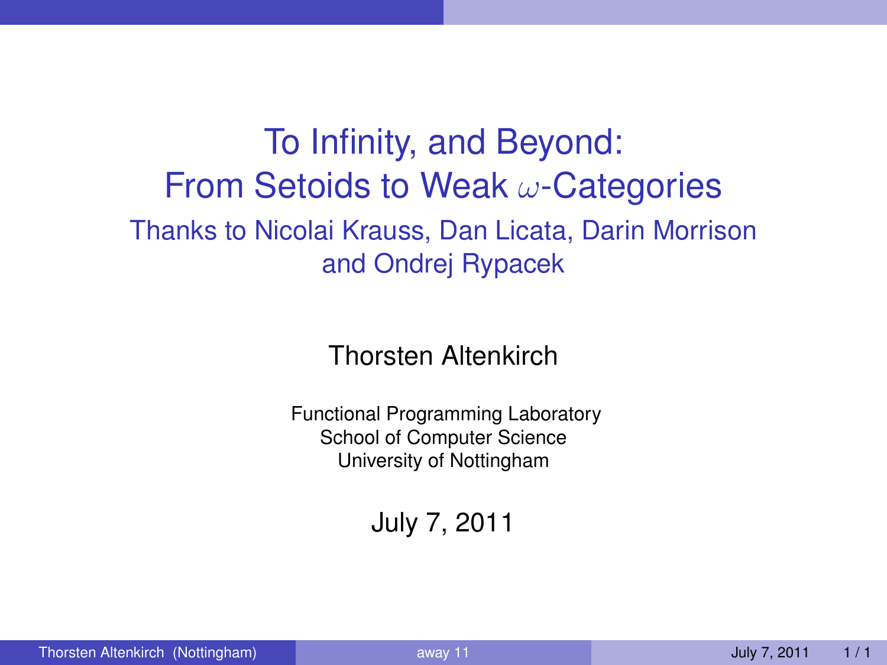# To Infinity, and Beyond: From Setoids to Weak $\omega$-Categories

Thanks to Nicolai Krauss, Dan Licata, Darin Morrison and Ondrej Rypacek

Thorsten Altenkirch

Functional Programming Laboratory
School of Computer Science
University of Nottingham

July 7, 2011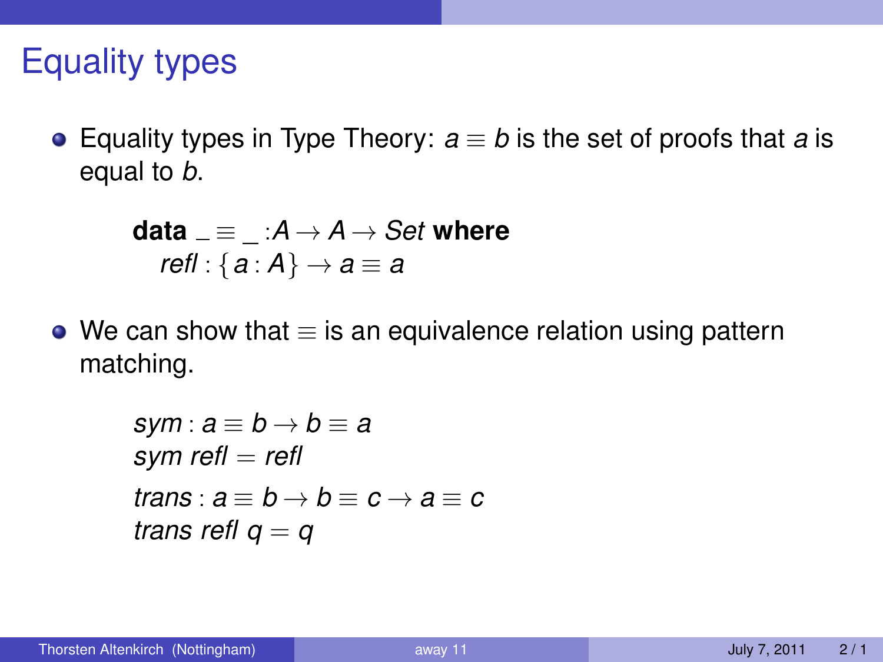# Equality types

- Equality types in Type Theory: $a \equiv b$ is the set of proofs that $a$ is equal to $b$.

$$
\begin{array}{l}
\textbf{data} \ \_ \equiv \_ : A \to A \to \mathit{Set} \ \textbf{where} \\
\quad \mathit{refl} : \{ a : A \} \to a \equiv a
\end{array}
$$

- We can show that $\equiv$ is an equivalence relation using pattern matching.

$$
\begin{array}{l}
\mathit{sym} : a \equiv b \to b \equiv a \\
\mathit{sym} \ \mathit{refl} = \mathit{refl} \\
\mathit{trans} : a \equiv b \to b \equiv c \to a \equiv c \\
\mathit{trans} \ \mathit{refl} \ q = q
\end{array}
$$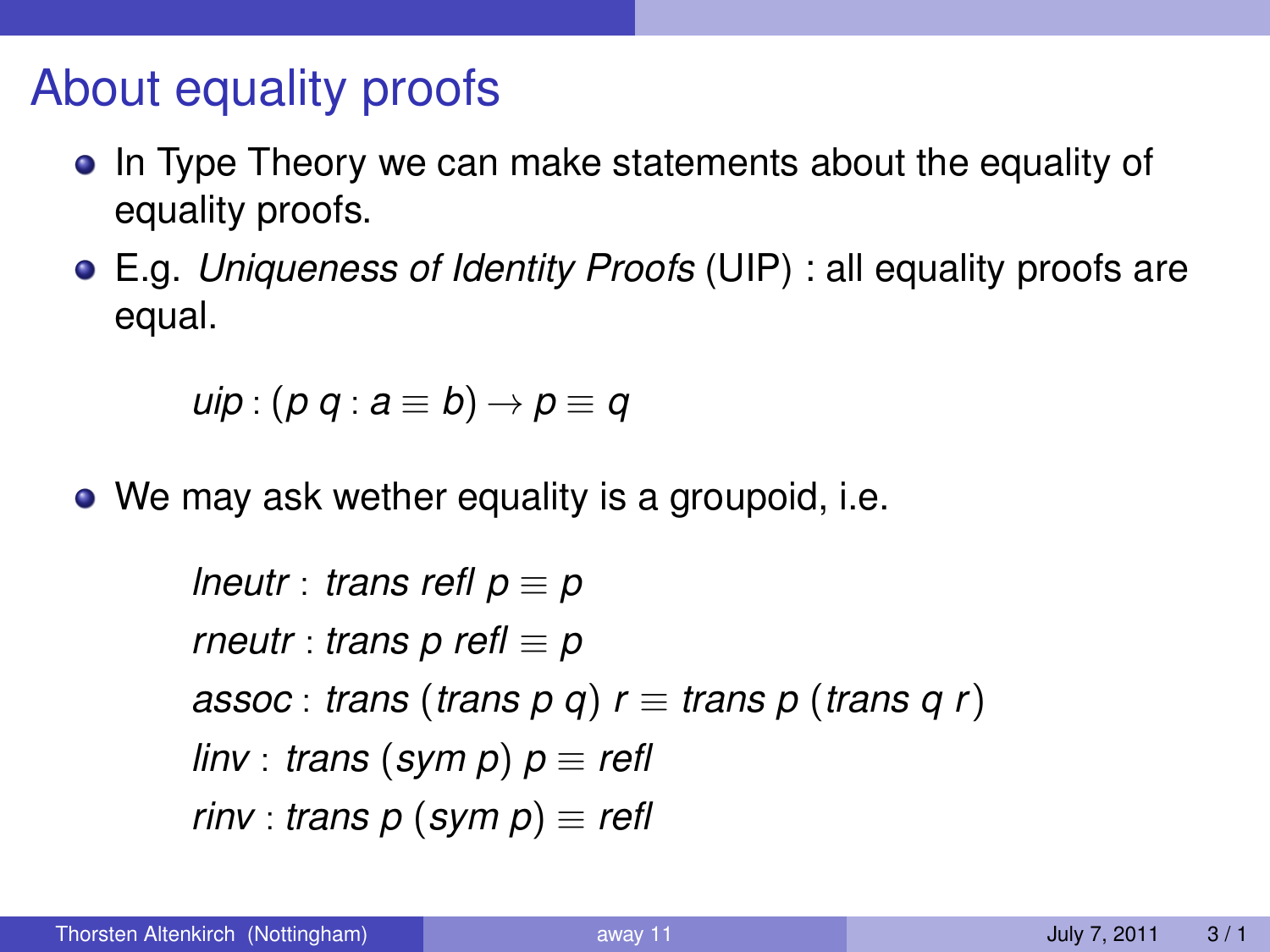# About equality proofs

- In Type Theory we can make statements about the equality of equality proofs.
- E.g. *Uniqueness of Identity Proofs* (UIP) : all equality proofs are equal.

$$\mathit{uip} : (p\ q : a \equiv b) \to p \equiv q$$

- We may ask wether equality is a groupoid, i.e.

$$\begin{aligned}
&\mathit{lneutr} : \mathit{trans}\ \mathit{refl}\ p \equiv p \\
&\mathit{rneutr} : \mathit{trans}\ p\ \mathit{refl} \equiv p \\
&\mathit{assoc} : \mathit{trans}\ (\mathit{trans}\ p\ q)\ r \equiv \mathit{trans}\ p\ (\mathit{trans}\ q\ r) \\
&\mathit{linv} : \mathit{trans}\ (\mathit{sym}\ p)\ p \equiv \mathit{refl} \\
&\mathit{rinv} : \mathit{trans}\ p\ (\mathit{sym}\ p) \equiv \mathit{refl}
\end{aligned}$$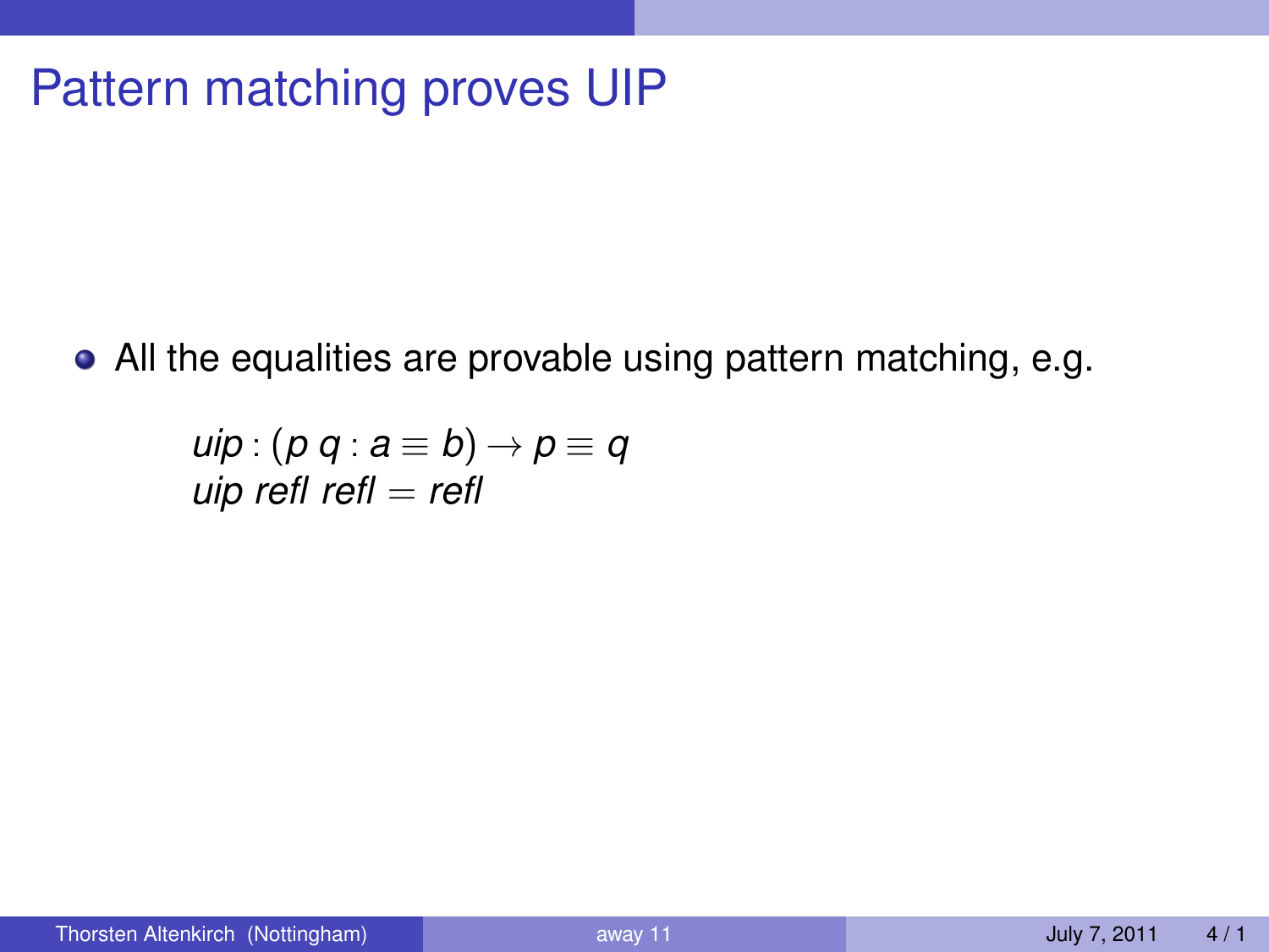# Pattern matching proves UIP

- All the equalities are provable using pattern matching, e.g.

$$
\begin{array}{l}
\mathit{uip} : (p\ q : a \equiv b) \to p \equiv q \\
\mathit{uip}\ \mathit{refl}\ \mathit{refl} = \mathit{refl}
\end{array}
$$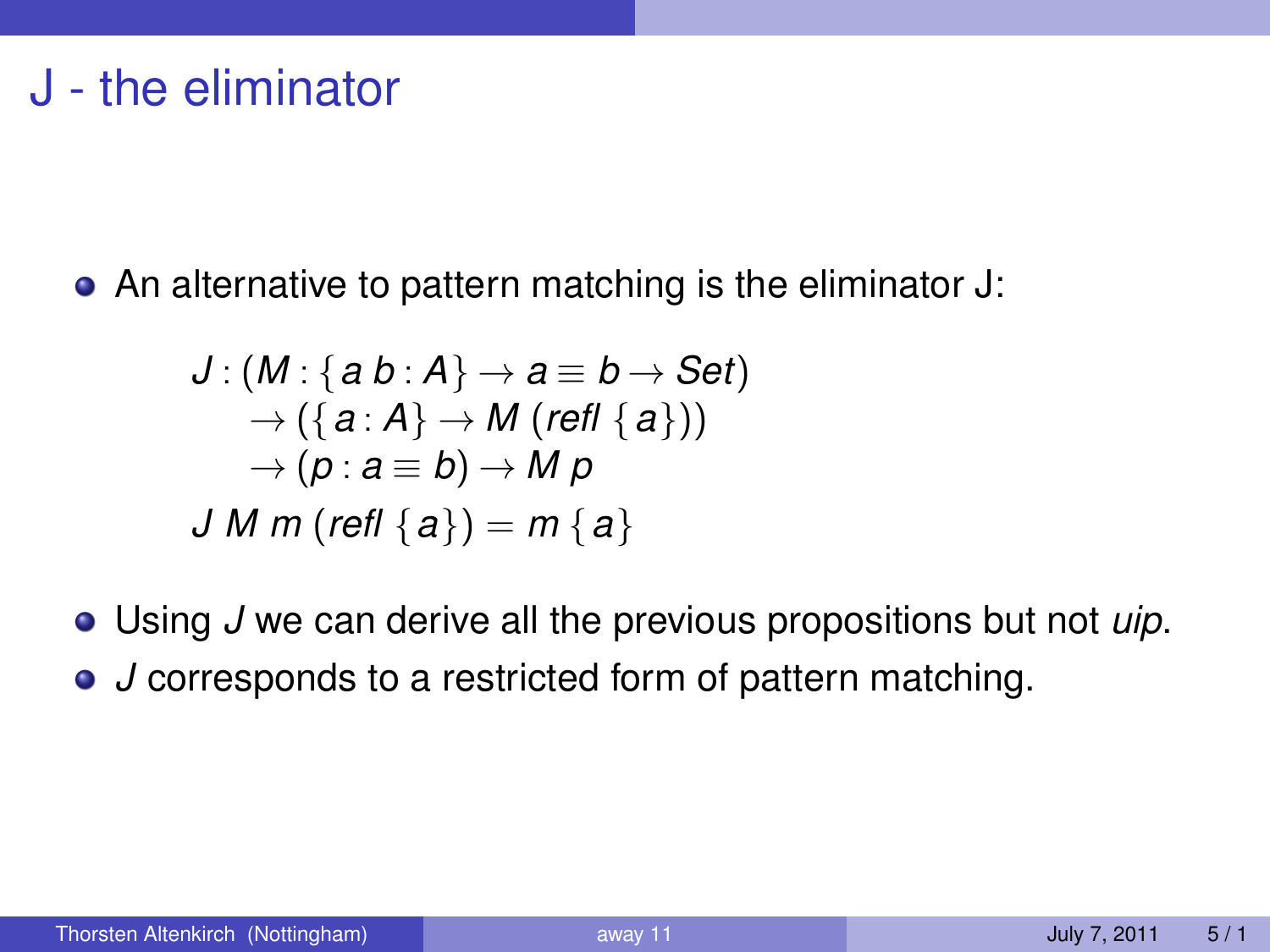# J - the eliminator

- An alternative to pattern matching is the eliminator J:

$$
\begin{aligned}
J : (&M : \{a\, b : A\} \to a \equiv b \to Set) \\
&\to (\{a : A\} \to M\ (refl\ \{a\})) \\
&\to (p : a \equiv b) \to M\ p \\
J\ M\ m\ &(refl\ \{a\}) = m\ \{a\}
\end{aligned}
$$

- Using $J$ we can derive all the previous propositions but not *uip*.
- $J$ corresponds to a restricted form of pattern matching.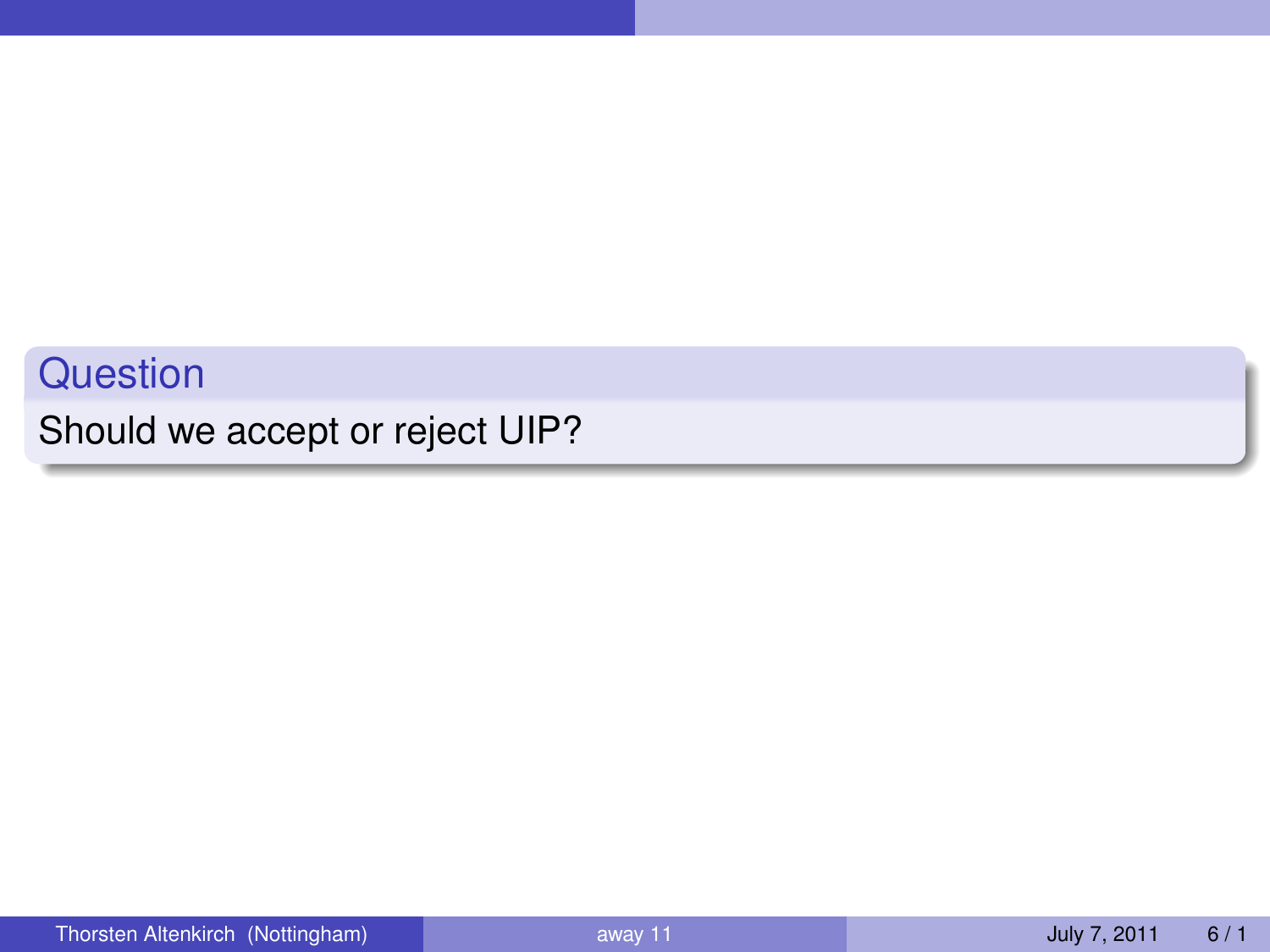**Question**

Should we accept or reject UIP?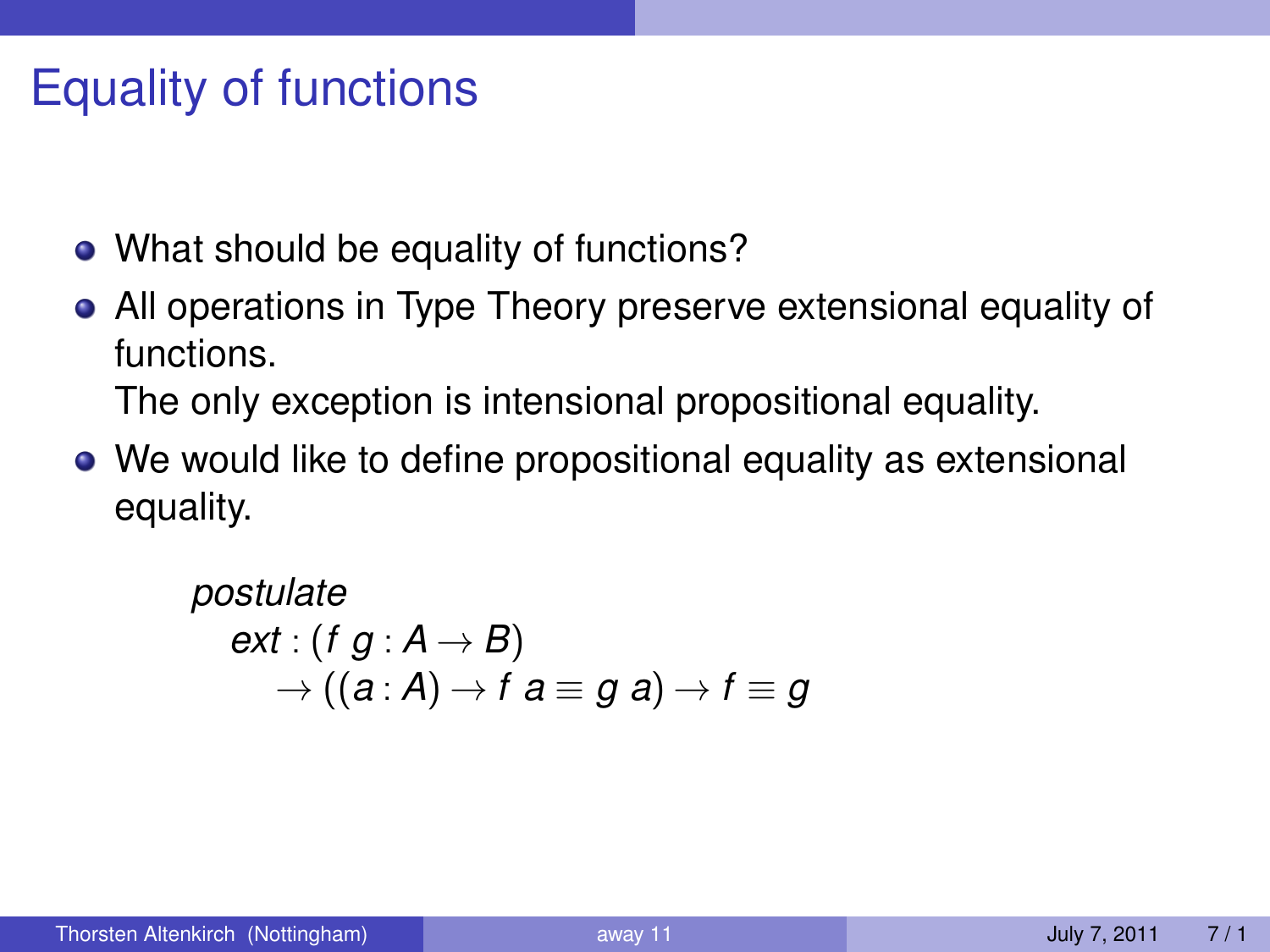# Equality of functions

- What should be equality of functions?
- All operations in Type Theory preserve extensional equality of functions.
  The only exception is intensional propositional equality.
- We would like to define propositional equality as extensional equality.

```
postulate
  ext : (f g : A → B)
    → ((a : A) → f a ≡ g a) → f ≡ g
```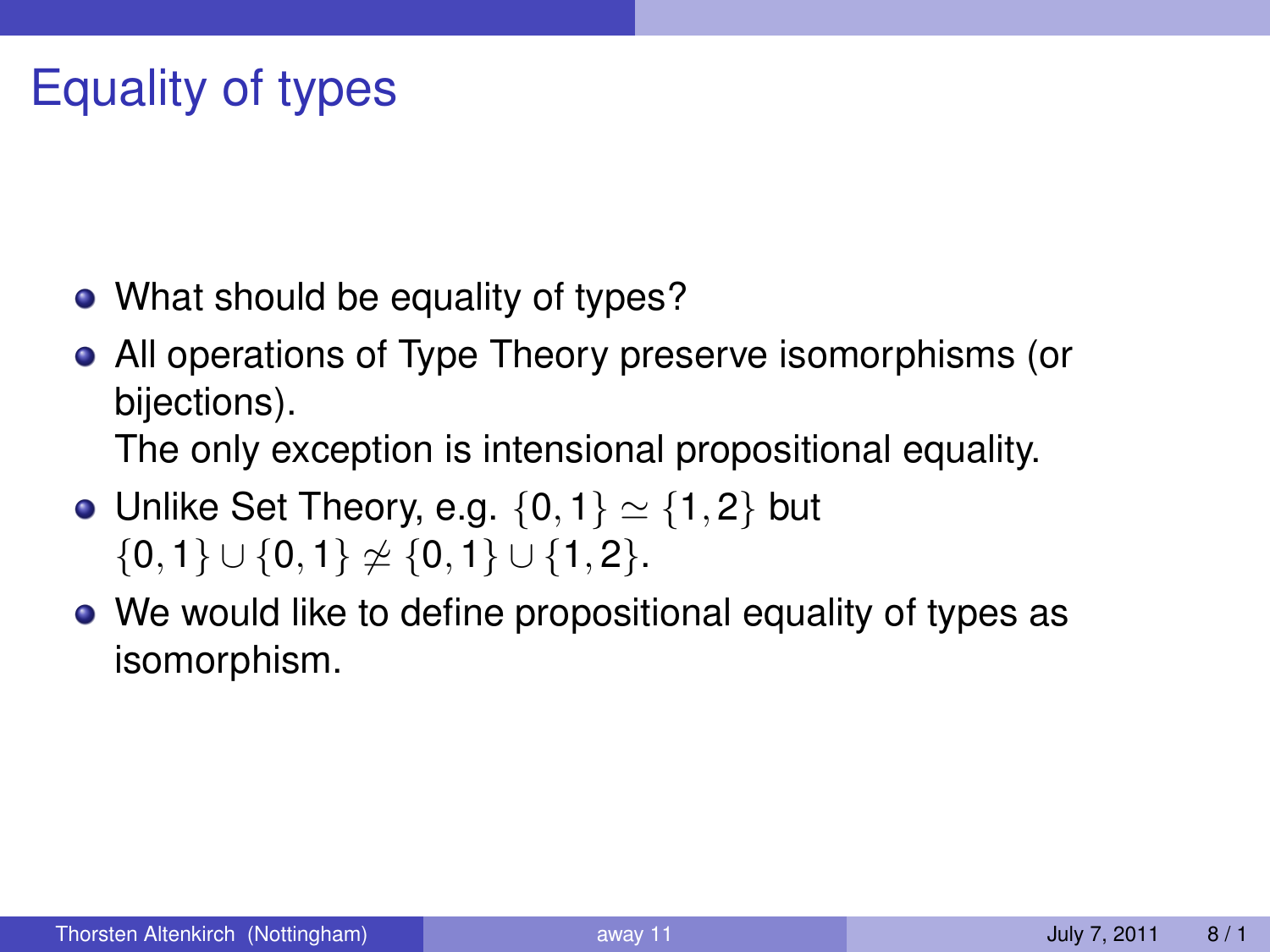# Equality of types

- What should be equality of types?
- All operations of Type Theory preserve isomorphisms (or bijections).
  
  The only exception is intensional propositional equality.
- Unlike Set Theory, e.g. $\{0,1\} \simeq \{1,2\}$ but $\{0,1\} \cup \{0,1\} \not\simeq \{0,1\} \cup \{1,2\}$.
- We would like to define propositional equality of types as isomorphism.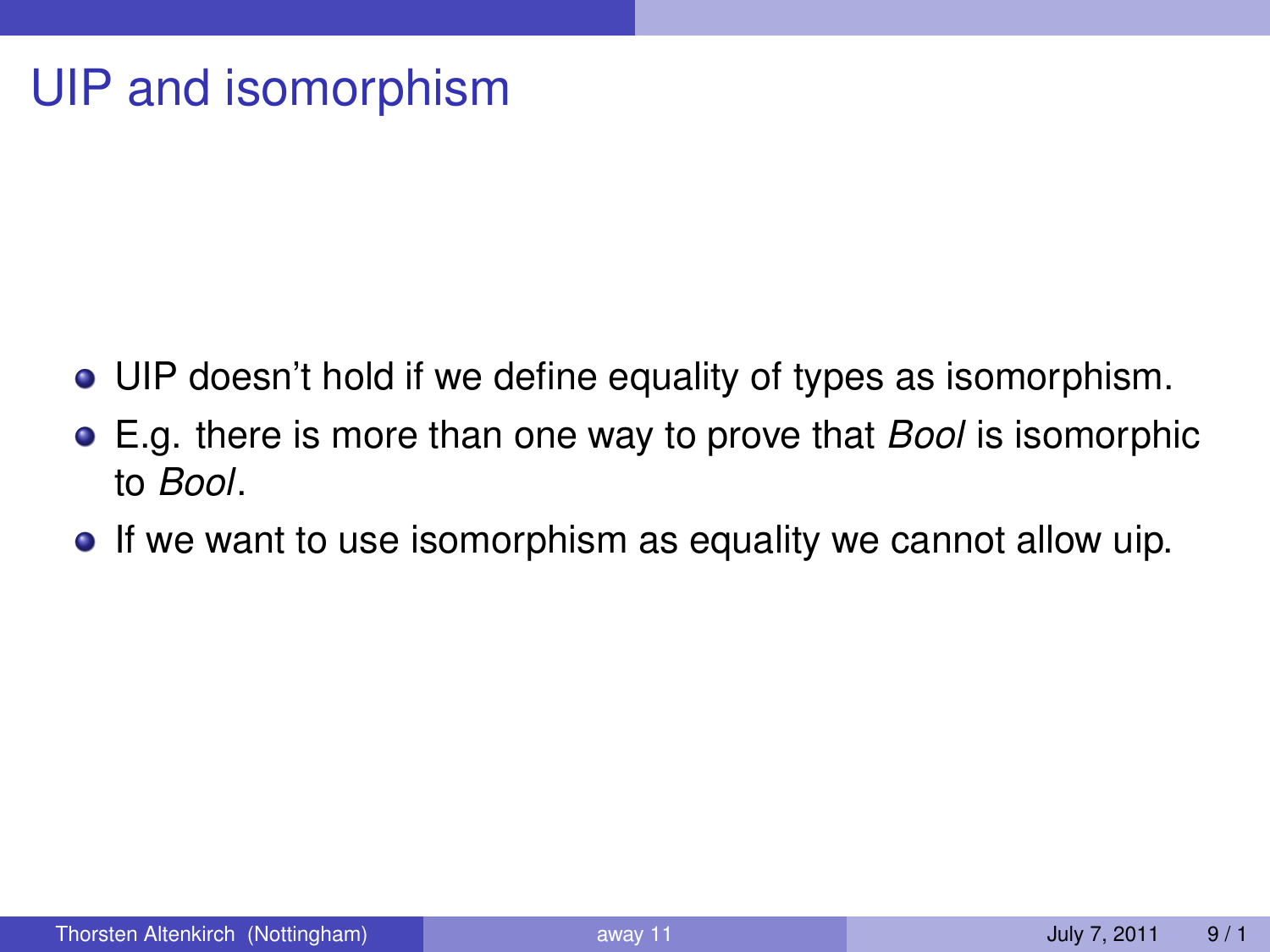# UIP and isomorphism

- UIP doesn't hold if we define equality of types as isomorphism.
- E.g. there is more than one way to prove that *Bool* is isomorphic to *Bool*.
- If we want to use isomorphism as equality we cannot allow uip.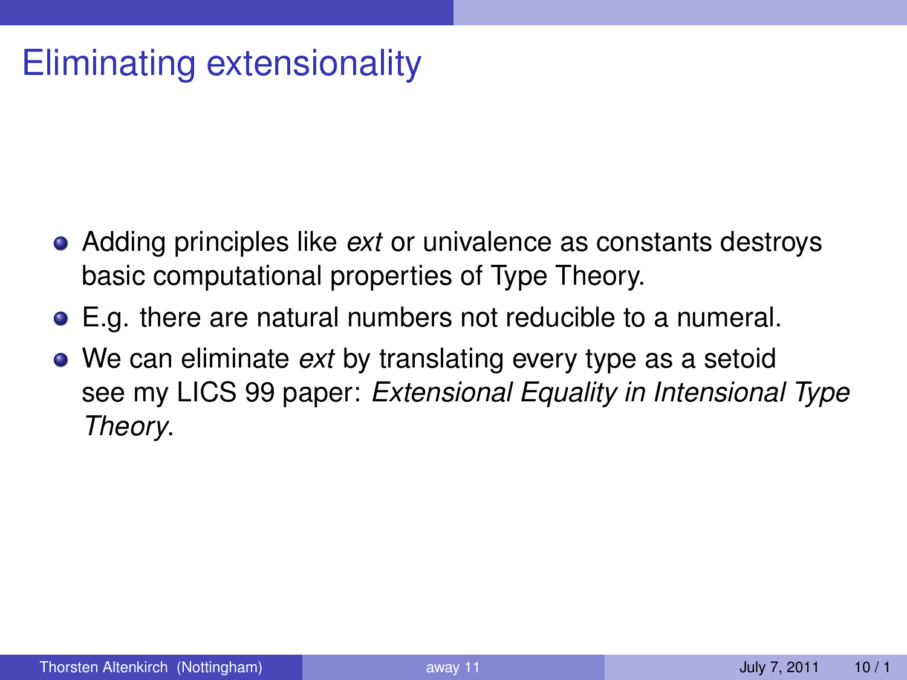# Eliminating extensionality

- Adding principles like *ext* or univalence as constants destroys basic computational properties of Type Theory.
- E.g. there are natural numbers not reducible to a numeral.
- We can eliminate *ext* by translating every type as a setoid see my LICS 99 paper: *Extensional Equality in Intensional Type Theory*.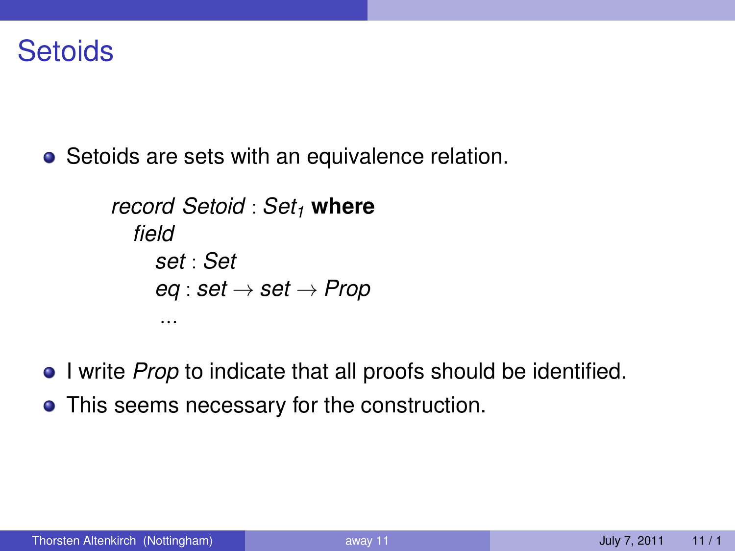# Setoids

- Setoids are sets with an equivalence relation.

```
record Setoid : Set₁ where
  field
    set : Set
    eq : set → set → Prop
    ...
```

- I write *Prop* to indicate that all proofs should be identified.
- This seems necessary for the construction.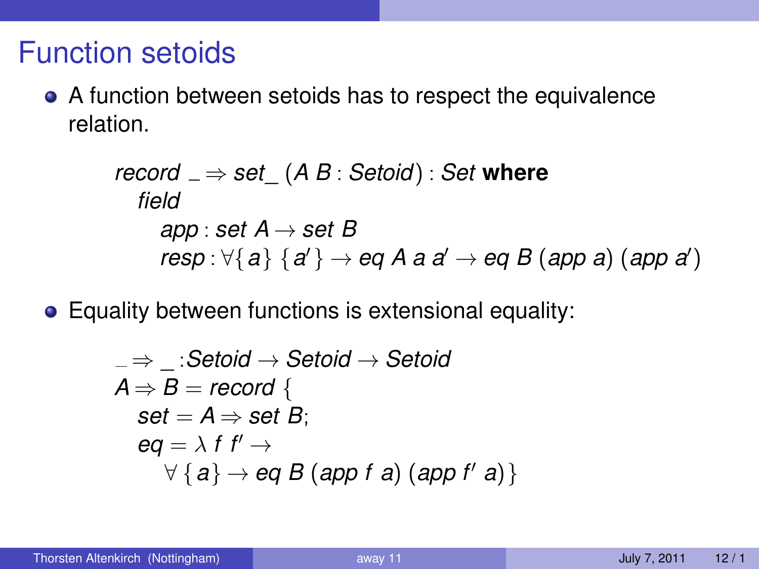# Function setoids

- A function between setoids has to respect the equivalence relation.

```
record _⇒set_ (A B : Setoid) : Set where
  field
    app : set A → set B
    resp : ∀{a} {a′} → eq A a a′ → eq B (app a) (app a′)
```

- Equality between functions is extensional equality:

```
_⇒_ : Setoid → Setoid → Setoid
A ⇒ B = record {
  set = A ⇒ set B;
  eq = λ f f′ →
    ∀ {a} → eq B (app f a) (app f′ a)}
```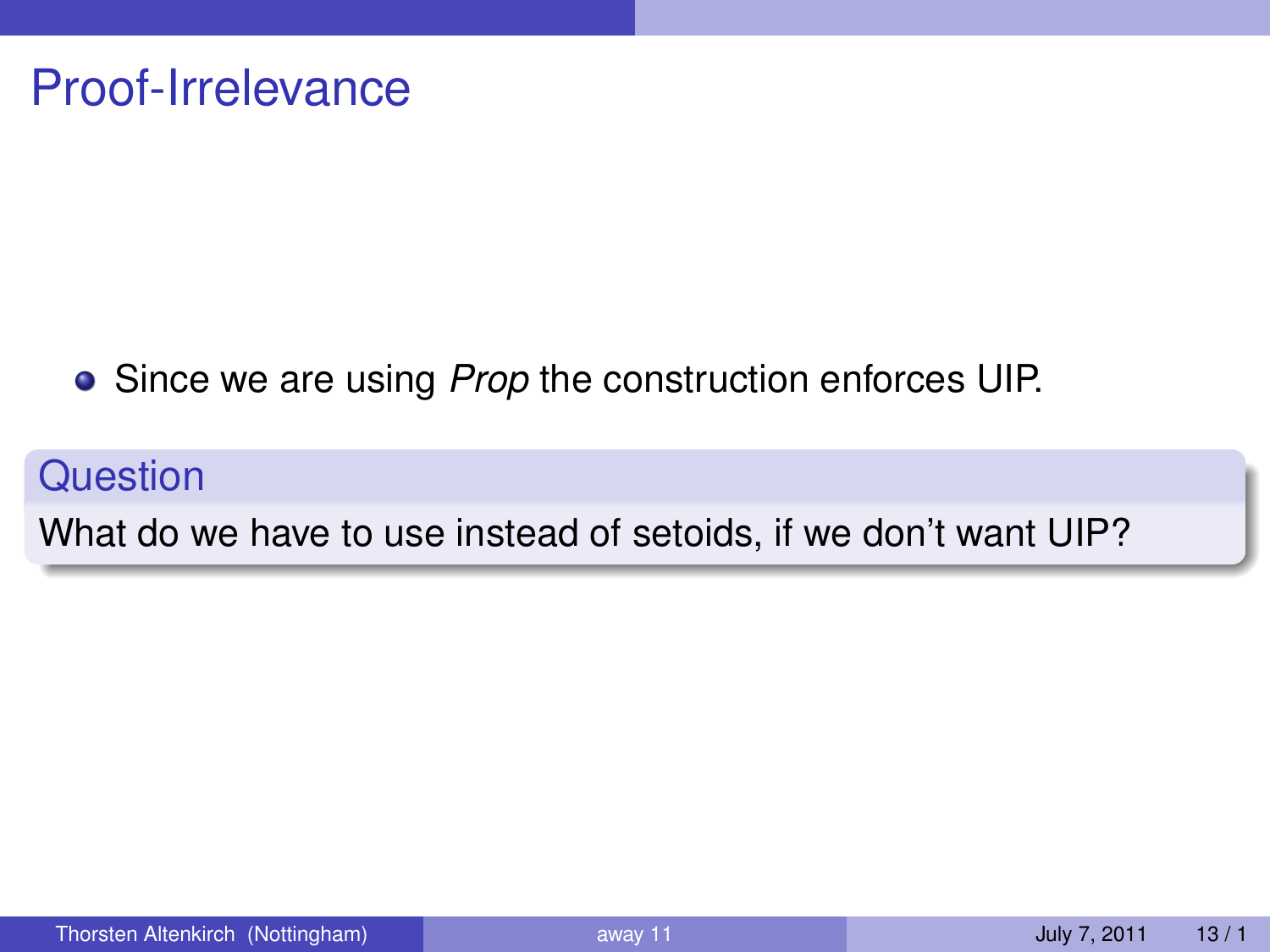# Proof-Irrelevance

- Since we are using *Prop* the construction enforces UIP.

**Question**

What do we have to use instead of setoids, if we don't want UIP?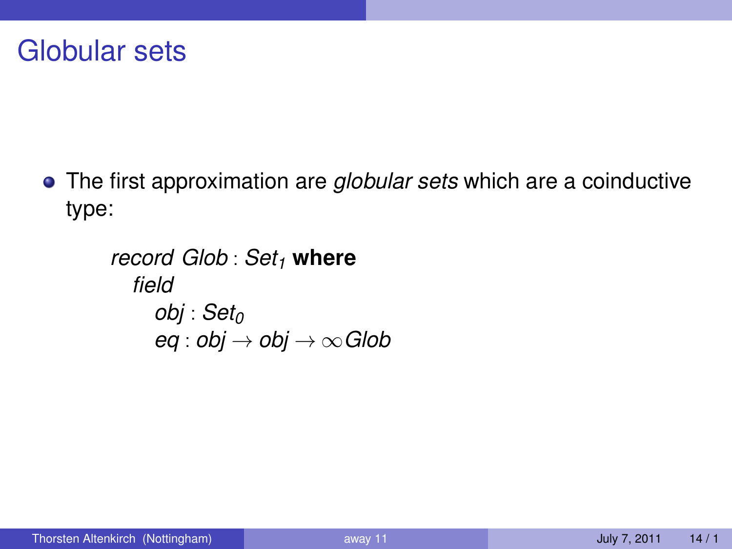# Globular sets

- The first approximation are *globular sets* which are a coinductive type:

```
record Glob : Set₁ where
  field
    obj : Set₀
    eq : obj → obj → ∞Glob
```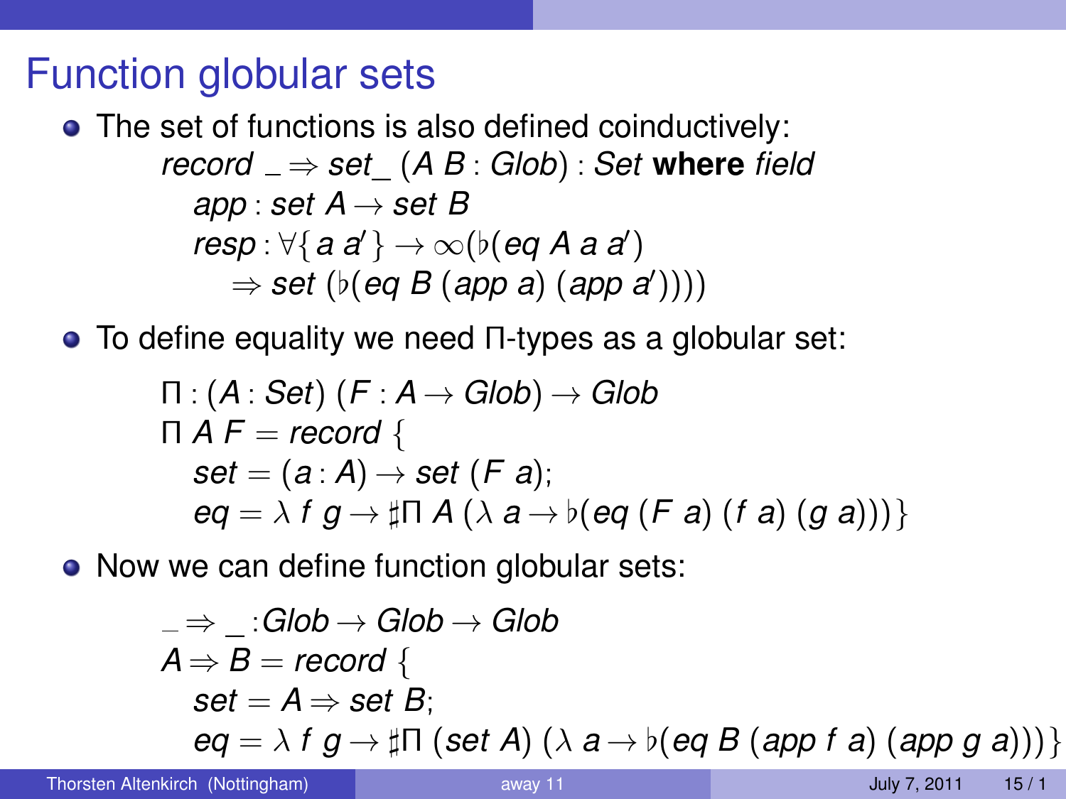# Function globular sets

- The set of functions is also defined coinductively:

$$
\begin{array}{l}
\textit{record } \_\Rightarrow\textit{set}\_ \; (A \; B : \textit{Glob}) : \textit{Set } \textbf{where } \textit{field} \\
\quad \textit{app} : \textit{set } A \rightarrow \textit{set } B \\
\quad \textit{resp} : \forall \{ a \; a' \} \rightarrow \infty(\flat(\textit{eq } A \; a \; a') \\
\qquad \Rightarrow \textit{set } (\flat(\textit{eq } B \; (\textit{app } a) \; (\textit{app } a'))))
\end{array}
$$

- To define equality we need Π-types as a globular set:

$$
\begin{array}{l}
\Pi : (A : \textit{Set}) \; (F : A \rightarrow \textit{Glob}) \rightarrow \textit{Glob} \\
\Pi \; A \; F = \textit{record } \{ \\
\quad \textit{set} = (a : A) \rightarrow \textit{set } (F \; a); \\
\quad \textit{eq} = \lambda \; f \; g \rightarrow \sharp \Pi \; A \; (\lambda \; a \rightarrow \flat(\textit{eq } (F \; a) \; (f \; a) \; (g \; a))) \}
\end{array}
$$

- Now we can define function globular sets:

$$
\begin{array}{l}
\_ \Rightarrow \_ : \textit{Glob} \rightarrow \textit{Glob} \rightarrow \textit{Glob} \\
A \Rightarrow B = \textit{record } \{ \\
\quad \textit{set} = A \Rightarrow \textit{set } B; \\
\quad \textit{eq} = \lambda \; f \; g \rightarrow \sharp \Pi \; (\textit{set } A) \; (\lambda \; a \rightarrow \flat(\textit{eq } B \; (\textit{app } f \; a) \; (\textit{app } g \; a))) \}
\end{array}
$$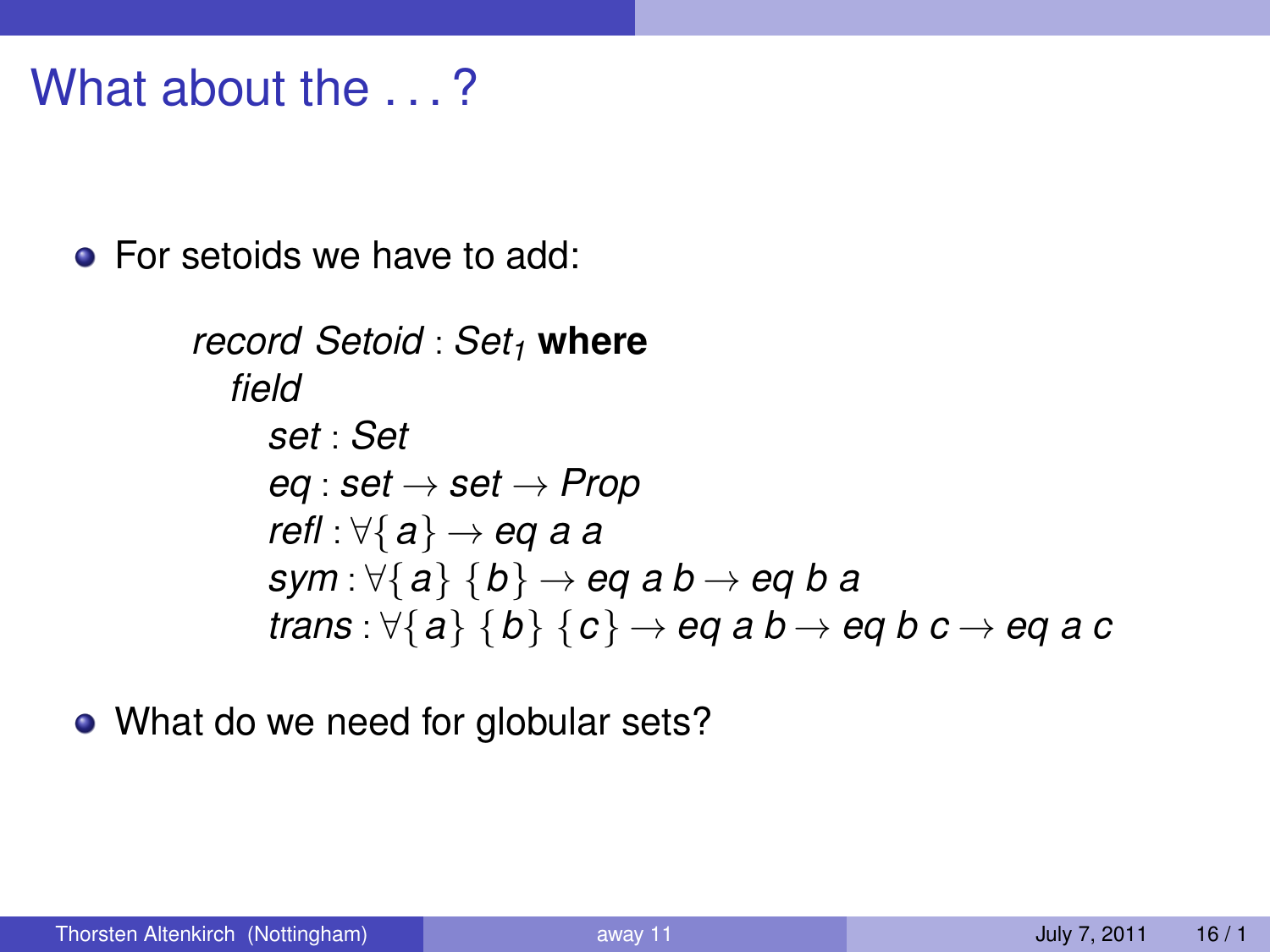# What about the . . . ?

- For setoids we have to add:

```
record Setoid : Set₁ where
  field
    set : Set
    eq : set → set → Prop
    refl : ∀{ a} → eq a a
    sym : ∀{ a} { b} → eq a b → eq b a
    trans : ∀{ a} { b} { c} → eq a b → eq b c → eq a c
```

- What do we need for globular sets?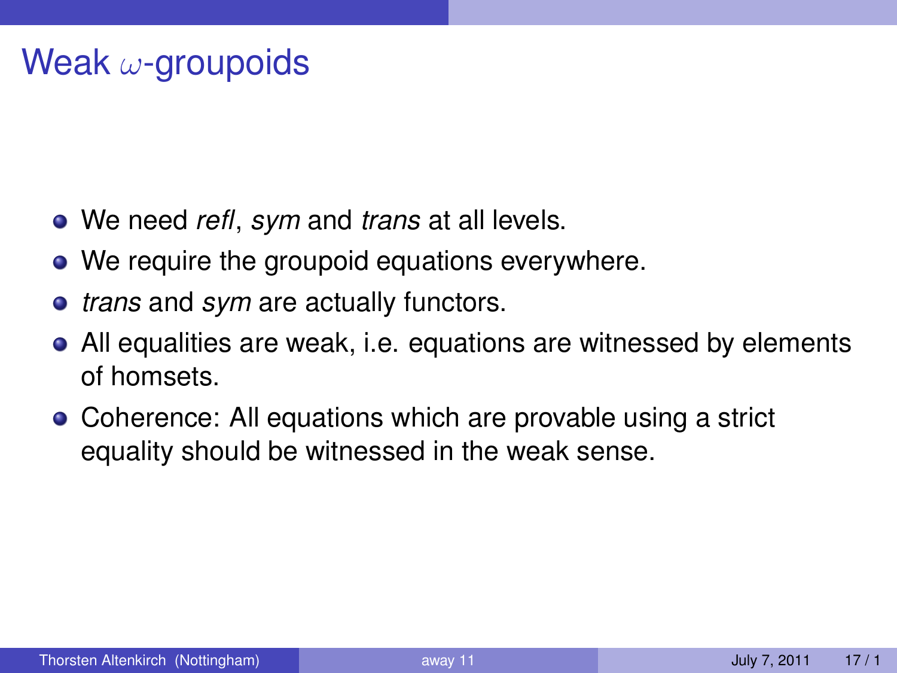# Weak $\omega$-groupoids

- We need *refl*, *sym* and *trans* at all levels.
- We require the groupoid equations everywhere.
- *trans* and *sym* are actually functors.
- All equalities are weak, i.e. equations are witnessed by elements of homsets.
- Coherence: All equations which are provable using a strict equality should be witnessed in the weak sense.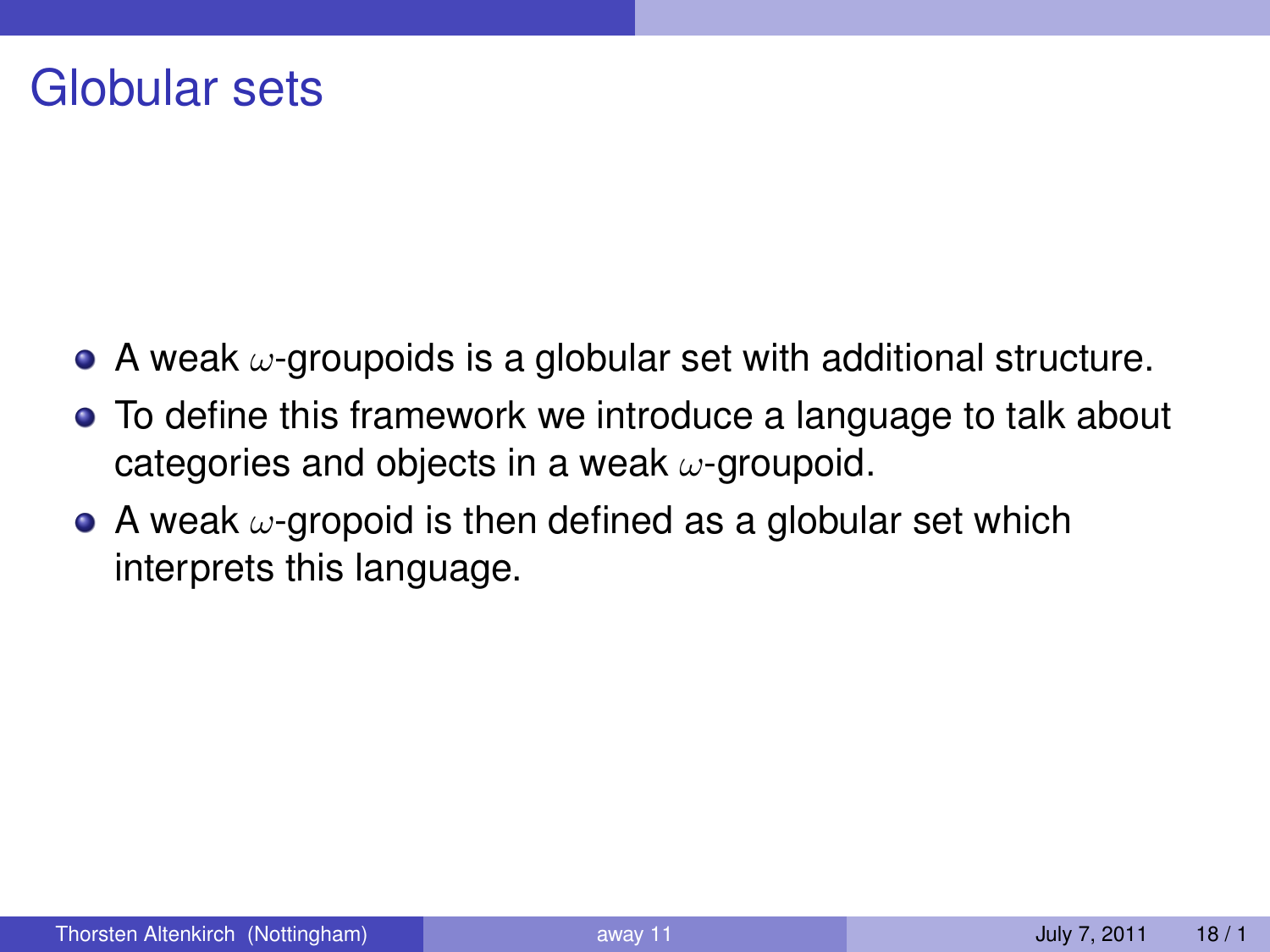# Globular sets

- A weak $\omega$-groupoids is a globular set with additional structure.
- To define this framework we introduce a language to talk about categories and objects in a weak $\omega$-groupoid.
- A weak $\omega$-gropoid is then defined as a globular set which interprets this language.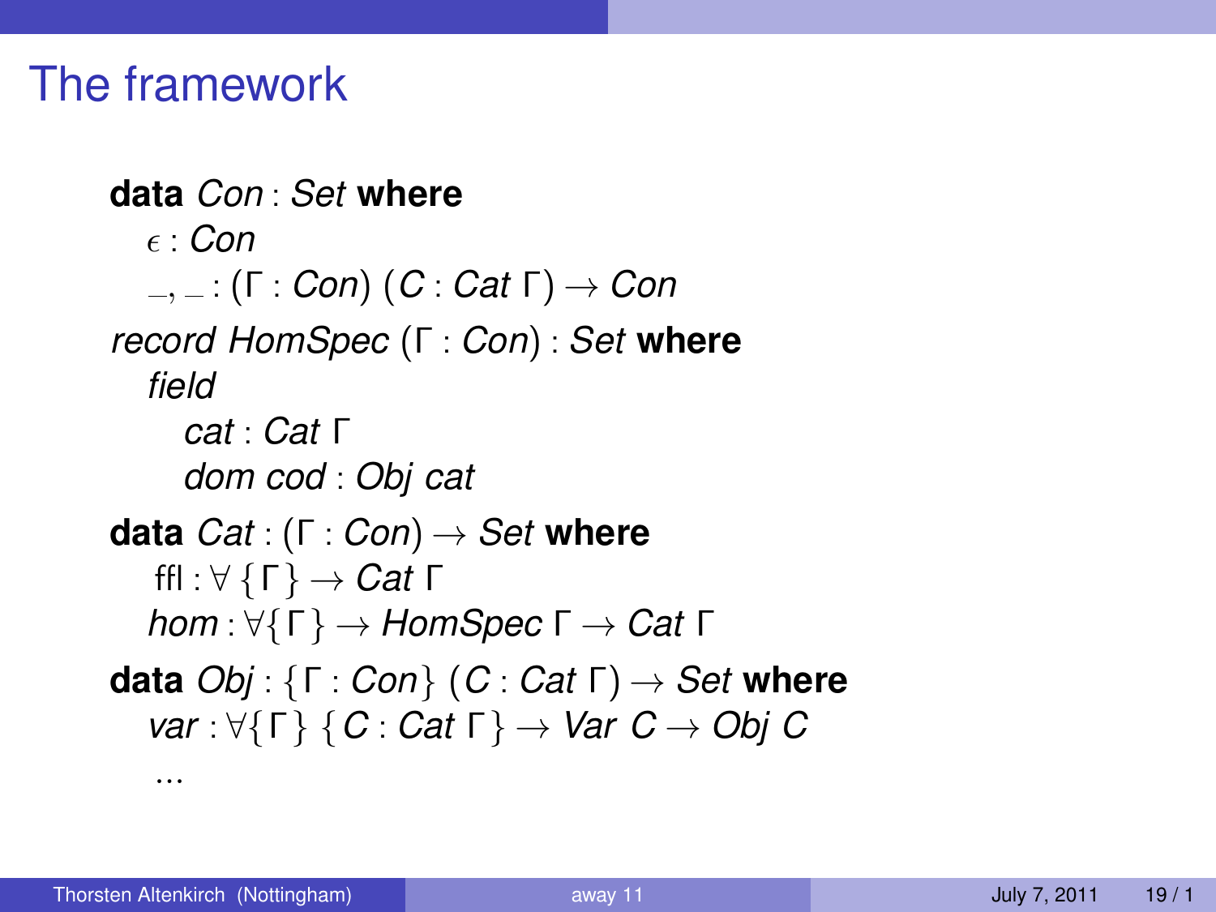# The framework

```
data Con : Set where
  ε : Con
  _,_ : (Γ : Con) (C : Cat Γ) → Con
record HomSpec (Γ : Con) : Set where
  field
    cat : Cat Γ
    dom cod : Obj cat
data Cat : (Γ : Con) → Set where
  ffl : ∀ {Γ} → Cat Γ
  hom : ∀{Γ} → HomSpec Γ → Cat Γ
data Obj : {Γ : Con} (C : Cat Γ) → Set where
  var : ∀{Γ} {C : Cat Γ} → Var C → Obj C
  ...
```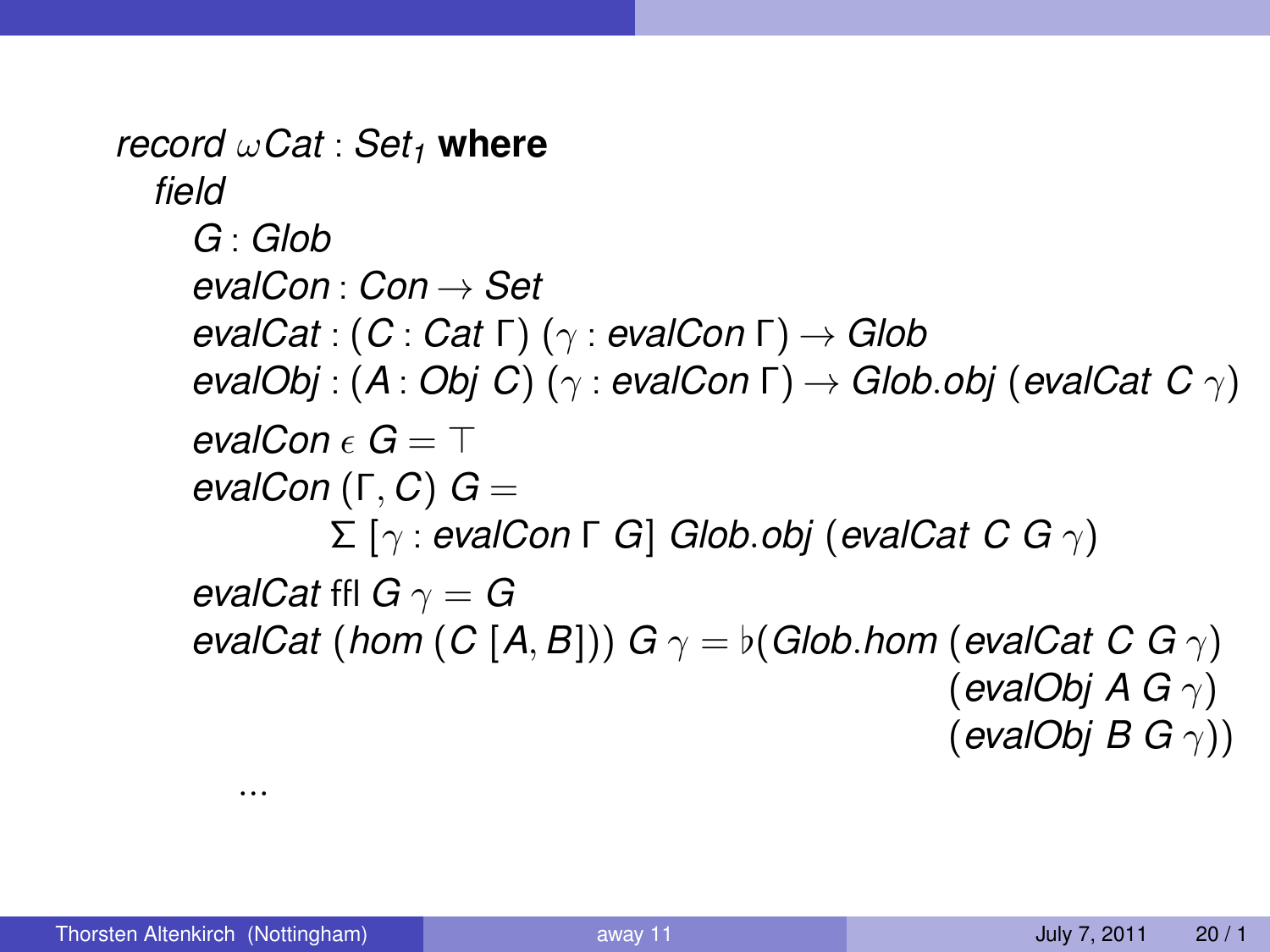```
record ωCat : Set₁ where
  field
    G : Glob
    evalCon : Con → Set
    evalCat : (C : Cat Γ) (γ : evalCon Γ) → Glob
    evalObj : (A : Obj C) (γ : evalCon Γ) → Glob.obj (evalCat C γ)
    evalCon ϵ G = ⊤
    evalCon (Γ, C) G =
            Σ [γ : evalCon Γ G] Glob.obj (evalCat C G γ)
    evalCat ffl G γ = G
    evalCat (hom (C [A, B])) G γ = ♭(Glob.hom (evalCat C G γ)
                                              (evalObj A G γ)
                                              (evalObj B G γ))
      ...
```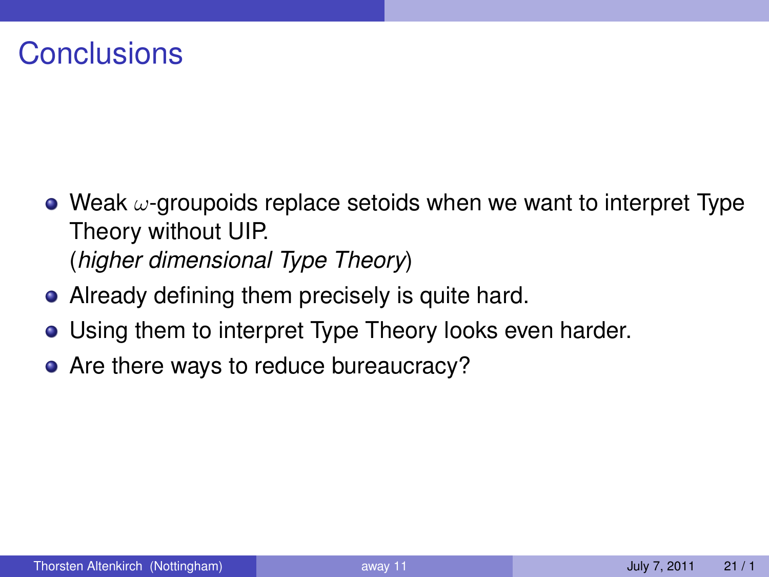# Conclusions

- Weak $\omega$-groupoids replace setoids when we want to interpret Type Theory without UIP.
  (*higher dimensional Type Theory*)
- Already defining them precisely is quite hard.
- Using them to interpret Type Theory looks even harder.
- Are there ways to reduce bureaucracy?